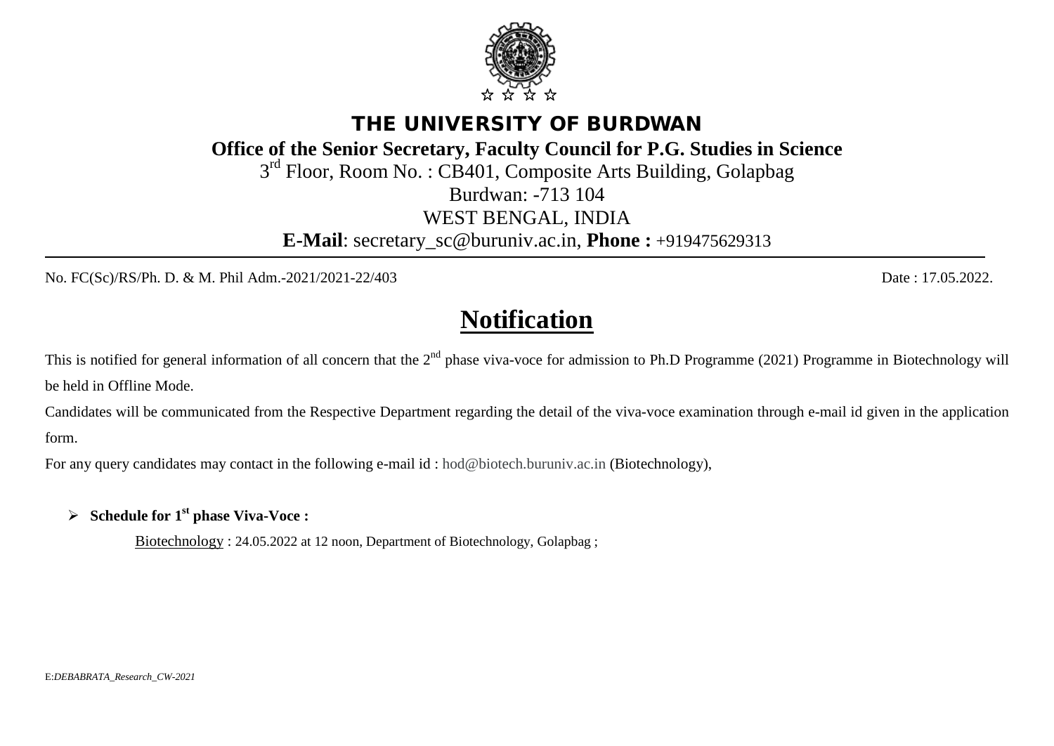# THE UNIVERSITY OF BURDWAN

**Office of the Senior Secretary, Faculty Council for P.G. Studies in Science**

3rd Floor, Room No. : CB401, Composite Arts Building, Golapbag

Burdwan: -713 104

WEST BENGAL, INDIA

**E-Mail**: secretary_sc@buruniv.ac.in, **Phone :** +919475629313

---

No. FC(Sc)/RS/Ph. D. & M. Phil Adm.-2021/2021-22/403 Date : 17.05.2022.

## Notification

This is notified for general information of all concern that the 2nd phase viva-voce for admission to Ph.D Programme (2021) Programme in Biotechnology will be held in Offline Mode.

Candidates will be communicated from the Respective Department regarding the detail of the viva-voce examination through e-mail id given in the application form.

For any query candidates may contact in the following e-mail id : hod@biotech.buruniv.ac.in (Biotechnology),

- **Schedule for 1st phase Viva-Voce :**

  Biotechnology : 24.05.2022 at 12 noon, Department of Biotechnology, Golapbag ;

E:*DEBABRATA_Research_CW-2021*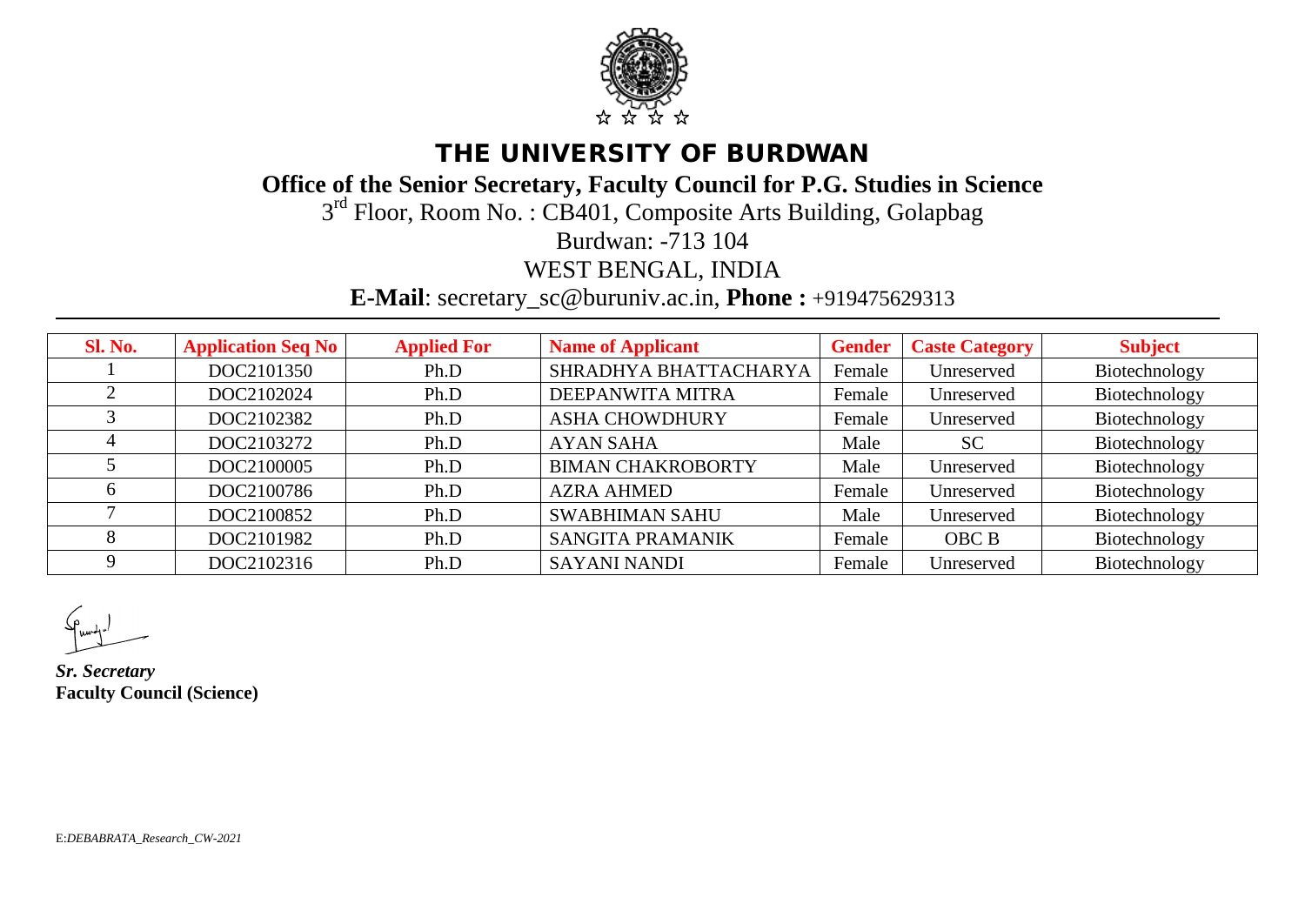# THE UNIVERSITY OF BURDWAN

**Office of the Senior Secretary, Faculty Council for P.G. Studies in Science**

3rd Floor, Room No. : CB401, Composite Arts Building, Golapbag

Burdwan: -713 104

WEST BENGAL, INDIA

**E-Mail**: secretary_sc@buruniv.ac.in, **Phone :** +919475629313

| Sl. No. | Application Seq No | Applied For | Name of Applicant | Gender | Caste Category | Subject |
|---|---|---|---|---|---|---|
| 1 | DOC2101350 | Ph.D | SHRADHYA BHATTACHARYA | Female | Unreserved | Biotechnology |
| 2 | DOC2102024 | Ph.D | DEEPANWITA MITRA | Female | Unreserved | Biotechnology |
| 3 | DOC2102382 | Ph.D | ASHA CHOWDHURY | Female | Unreserved | Biotechnology |
| 4 | DOC2103272 | Ph.D | AYAN SAHA | Male | SC | Biotechnology |
| 5 | DOC2100005 | Ph.D | BIMAN CHAKROBORTY | Male | Unreserved | Biotechnology |
| 6 | DOC2100786 | Ph.D | AZRA AHMED | Female | Unreserved | Biotechnology |
| 7 | DOC2100852 | Ph.D | SWABHIMAN SAHU | Male | Unreserved | Biotechnology |
| 8 | DOC2101982 | Ph.D | SANGITA PRAMANIK | Female | OBC B | Biotechnology |
| 9 | DOC2102316 | Ph.D | SAYANI NANDI | Female | Unreserved | Biotechnology |

***Sr. Secretary***
**Faculty Council (Science)**

E:*DEBABRATA_Research_CW-2021*